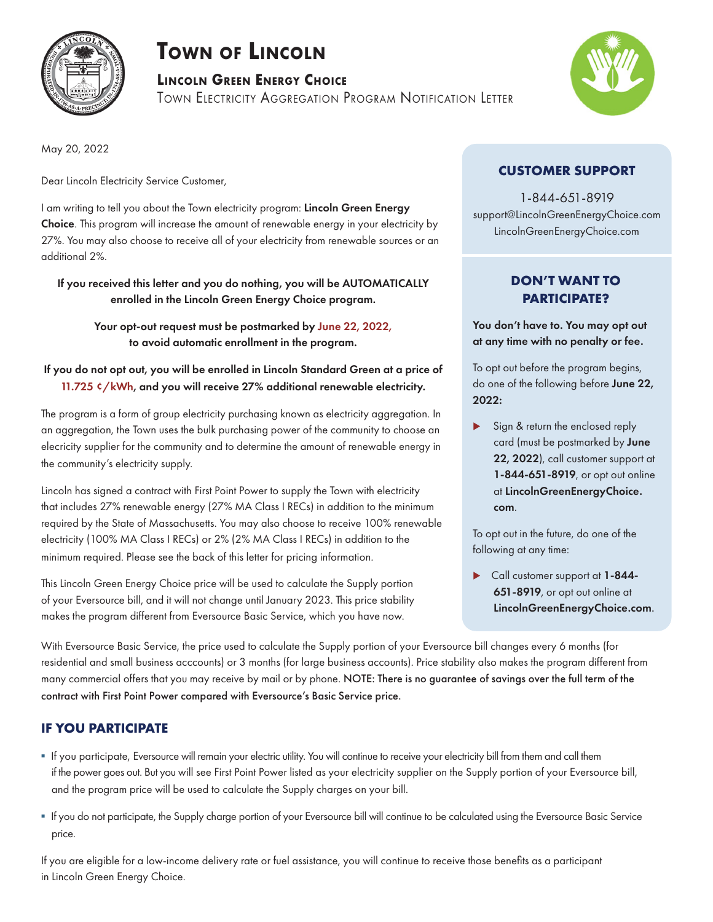# Town of Lincoln

## Lincoln Green Energy Choice

Town Electricity Aggregation Program Notification Letter

May 20, 2022

Dear Lincoln Electricity Service Customer,

I am writing to tell you about the Town electricity program: **Lincoln Green Energy Choice**. This program will increase the amount of renewable energy in your electricity by 27%. You may also choose to receive all of your electricity from renewable sources or an additional 2%.

**If you received this letter and you do nothing, you will be AUTOMATICALLY enrolled in the Lincoln Green Energy Choice program.**

**Your opt-out request must be postmarked by June 22, 2022, to avoid automatic enrollment in the program.**

**If you do not opt out, you will be enrolled in Lincoln Standard Green at a price of 11.725 ¢/kWh, and you will receive 27% additional renewable electricity.**

The program is a form of group electricity purchasing known as electricity aggregation. In an aggregation, the Town uses the bulk purchasing power of the community to choose an elecricity supplier for the community and to determine the amount of renewable energy in the community's electricity supply.

Lincoln has signed a contract with First Point Power to supply the Town with electricity that includes 27% renewable energy (27% MA Class I RECs) in addition to the minimum required by the State of Massachusetts. You may also choose to receive 100% renewable electricity (100% MA Class I RECs) or 2% (2% MA Class I RECs) in addition to the minimum required. Please see the back of this letter for pricing information.

This Lincoln Green Energy Choice price will be used to calculate the Supply portion of your Eversource bill, and it will not change until January 2023. This price stability makes the program different from Eversource Basic Service, which you have now.

With Eversource Basic Service, the price used to calculate the Supply portion of your Eversource bill changes every 6 months (for residential and small business acccounts) or 3 months (for large business accounts). Price stability also makes the program different from many commercial offers that you may receive by mail or by phone. **NOTE: There is no guarantee of savings over the full term of the contract with First Point Power compared with Eversource's Basic Service price.**

### CUSTOMER SUPPORT

1-844-651-8919
support@LincolnGreenEnergyChoice.com
LincolnGreenEnergyChoice.com

### DON'T WANT TO PARTICIPATE?

**You don't have to. You may opt out at any time with no penalty or fee.**

To opt out before the program begins, do one of the following before **June 22, 2022:**

- Sign & return the enclosed reply card (must be postmarked by **June 22, 2022**), call customer support at **1-844-651-8919**, or opt out online at **LincolnGreenEnergyChoice.com**.

To opt out in the future, do one of the following at any time:

- Call customer support at **1-844-651-8919**, or opt out online at **LincolnGreenEnergyChoice.com**.

## IF YOU PARTICIPATE

- If you participate, Eversource will remain your electric utility. You will continue to receive your electricity bill from them and call them if the power goes out. But you will see First Point Power listed as your electricity supplier on the Supply portion of your Eversource bill, and the program price will be used to calculate the Supply charges on your bill.
- If you do not participate, the Supply charge portion of your Eversource bill will continue to be calculated using the Eversource Basic Service price.

If you are eligible for a low-income delivery rate or fuel assistance, you will continue to receive those benefits as a participant in Lincoln Green Energy Choice.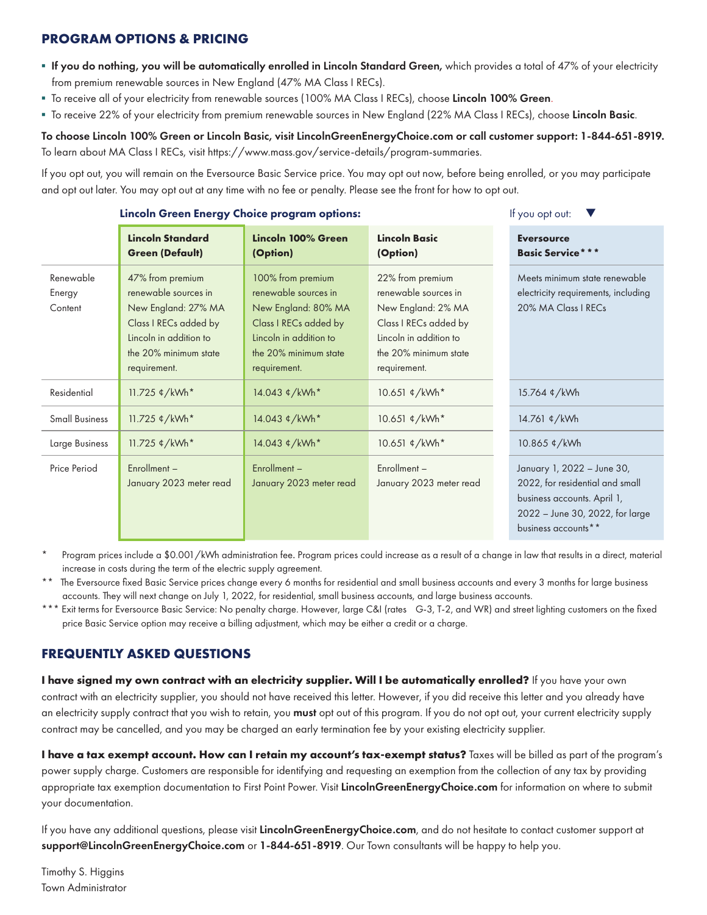## PROGRAM OPTIONS & PRICING

- **If you do nothing, you will be automatically enrolled in Lincoln Standard Green,** which provides a total of 47% of your electricity from premium renewable sources in New England (47% MA Class I RECs).
- To receive all of your electricity from renewable sources (100% MA Class I RECs), choose **Lincoln 100% Green**.
- To receive 22% of your electricity from premium renewable sources in New England (22% MA Class I RECs), choose **Lincoln Basic**.

**To choose Lincoln 100% Green or Lincoln Basic, visit LincolnGreenEnergyChoice.com or call customer support: 1-844-651-8919.**
To learn about MA Class I RECs, visit https://www.mass.gov/service-details/program-summaries.

If you opt out, you will remain on the Eversource Basic Service price. You may opt out now, before being enrolled, or you may participate and opt out later. You may opt out at any time with no fee or penalty. Please see the front for how to opt out.

| | **Lincoln Green Energy Choice program options:** | | | If you opt out: ▼ |
|---|---|---|---|---|
| | **Lincoln Standard Green (Default)** | **Lincoln 100% Green (Option)** | **Lincoln Basic (Option)** | **Eversource Basic Service*** |
| Renewable Energy Content | 47% from premium renewable sources in New England: 27% MA Class I RECs added by Lincoln in addition to the 20% minimum state requirement. | 100% from premium renewable sources in New England: 80% MA Class I RECs added by Lincoln in addition to the 20% minimum state requirement. | 22% from premium renewable sources in New England: 2% MA Class I RECs added by Lincoln in addition to the 20% minimum state requirement. | Meets minimum state renewable electricity requirements, including 20% MA Class I RECs |
| Residential | 11.725 ¢/kWh* | 14.043 ¢/kWh* | 10.651 ¢/kWh* | 15.764 ¢/kWh |
| Small Business | 11.725 ¢/kWh* | 14.043 ¢/kWh* | 10.651 ¢/kWh* | 14.761 ¢/kWh |
| Large Business | 11.725 ¢/kWh* | 14.043 ¢/kWh* | 10.651 ¢/kWh* | 10.865 ¢/kWh |
| Price Period | Enrollment – January 2023 meter read | Enrollment – January 2023 meter read | Enrollment – January 2023 meter read | January 1, 2022 – June 30, 2022, for residential and small business accounts. April 1, 2022 – June 30, 2022, for large business accounts** |

\* Program prices include a $0.001/kWh administration fee. Program prices could increase as a result of a change in law that results in a direct, material increase in costs during the term of the electric supply agreement.

\*\* The Eversource fixed Basic Service prices change every 6 months for residential and small business accounts and every 3 months for large business accounts. They will next change on July 1, 2022, for residential, small business accounts, and large business accounts.

\*\*\* Exit terms for Eversource Basic Service: No penalty charge. However, large C&I (rates G-3, T-2, and WR) and street lighting customers on the fixed price Basic Service option may receive a billing adjustment, which may be either a credit or a charge.

## FREQUENTLY ASKED QUESTIONS

**I have signed my own contract with an electricity supplier. Will I be automatically enrolled?** If you have your own contract with an electricity supplier, you should not have received this letter. However, if you did receive this letter and you already have an electricity supply contract that you wish to retain, you **must** opt out of this program. If you do not opt out, your current electricity supply contract may be cancelled, and you may be charged an early termination fee by your existing electricity supplier.

**I have a tax exempt account. How can I retain my account's tax-exempt status?** Taxes will be billed as part of the program's power supply charge. Customers are responsible for identifying and requesting an exemption from the collection of any tax by providing appropriate tax exemption documentation to First Point Power. Visit **LincolnGreenEnergyChoice.com** for information on where to submit your documentation.

If you have any additional questions, please visit **LincolnGreenEnergyChoice.com**, and do not hesitate to contact customer support at **support@LincolnGreenEnergyChoice.com** or **1-844-651-8919**. Our Town consultants will be happy to help you.

Timothy S. Higgins
Town Administrator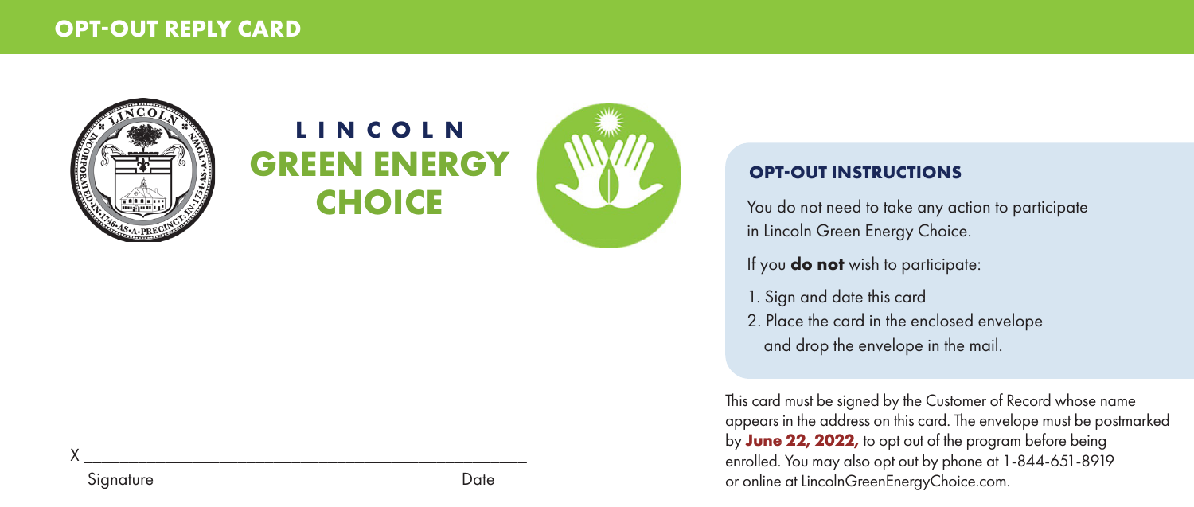# OPT-OUT REPLY CARD

## LINCOLN GREEN ENERGY CHOICE

### OPT-OUT INSTRUCTIONS

You do not need to take any action to participate in Lincoln Green Energy Choice.

If you **do not** wish to participate:

1. Sign and date this card
2. Place the card in the enclosed envelope and drop the envelope in the mail.

This card must be signed by the Customer of Record whose name appears in the address on this card. The envelope must be postmarked by **June 22, 2022,** to opt out of the program before being enrolled. You may also opt out by phone at 1-844-651-8919 or online at LincolnGreenEnergyChoice.com.

X ____________________________________________

Signature                                                            Date